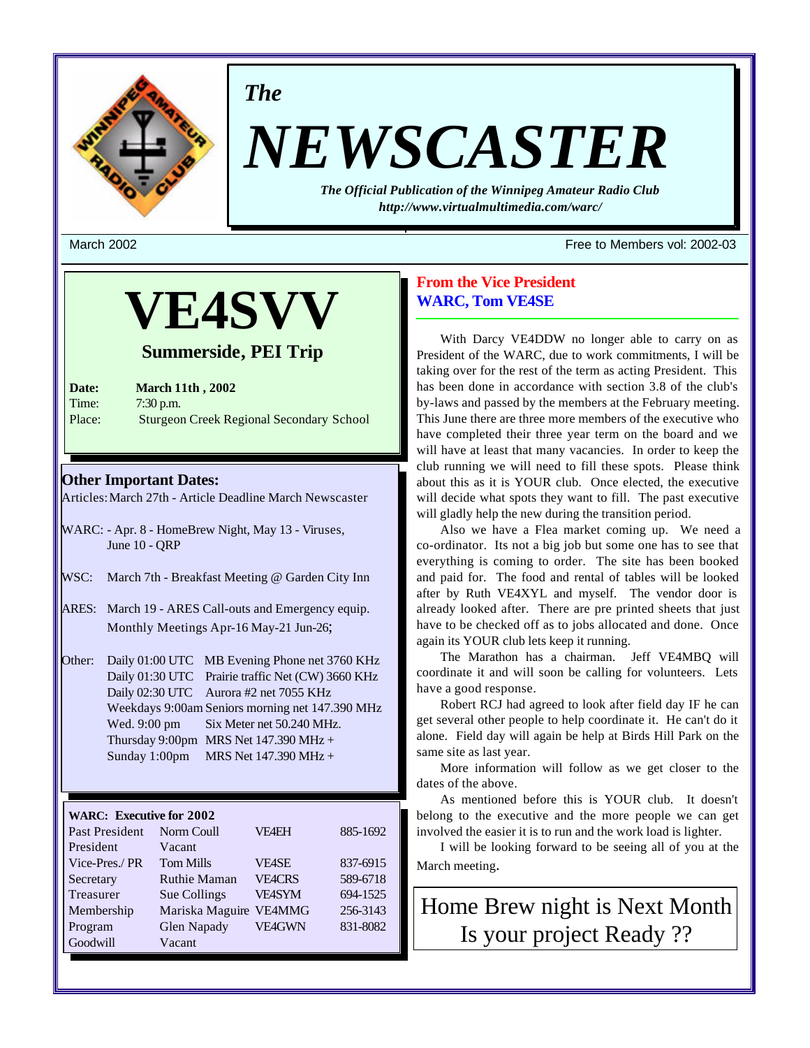# *The* NEWSCASTER

***The Official Publication of the Winnipeg Amateur Radio Club***
***http://www.virtualmultimedia.com/warc/***

March 2002 — Free to Members vol: 2002-03

## VE4SVV

### Summerside, PEI Trip

**Date:** **March 11th , 2002**
Time: 7:30 p.m.
Place: Sturgeon Creek Regional Secondary School

### Other Important Dates:

Articles: March 27th - Article Deadline March Newscaster

WARC: - Apr. 8 - HomeBrew Night, May 13 - Viruses, June 10 - QRP

WSC: March 7th - Breakfast Meeting @ Garden City Inn

ARES: March 19 - ARES Call-outs and Emergency equip. Monthly Meetings Apr-16 May-21 Jun-26;

Other:
- Daily 01:00 UTC MB Evening Phone net 3760 KHz
- Daily 01:30 UTC Prairie traffic Net (CW) 3660 KHz
- Daily 02:30 UTC Aurora #2 net 7055 KHz
- Weekdays 9:00am Seniors morning net 147.390 MHz
- Wed. 9:00 pm Six Meter net 50.240 MHz.
- Thursday 9:00pm MRS Net 147.390 MHz +
- Sunday 1:00pm MRS Net 147.390 MHz +

**WARC: Executive for 2002**

| Position | Name | Call | Phone |
|---|---|---|---|
| Past President | Norm Coull | VE4EH | 885-1692 |
| President | Vacant | | |
| Vice-Pres./ PR | Tom Mills | VE4SE | 837-6915 |
| Secretary | Ruthie Maman | VE4CRS | 589-6718 |
| Treasurer | Sue Collings | VE4SYM | 694-1525 |
| Membership | Mariska Maguire | VE4MMG | 256-3143 |
| Program | Glen Napady | VE4GWN | 831-8082 |
| Goodwill | Vacant | | |

## From the Vice President
## WARC, Tom VE4SE

With Darcy VE4DDW no longer able to carry on as President of the WARC, due to work commitments, I will be taking over for the rest of the term as acting President. This has been done in accordance with section 3.8 of the club's by-laws and passed by the members at the February meeting. This June there are three more members of the executive who have completed their three year term on the board and we will have at least that many vacancies. In order to keep the club running we will need to fill these spots. Please think about this as it is YOUR club. Once elected, the executive will decide what spots they want to fill. The past executive will gladly help the new during the transition period.

Also we have a Flea market coming up. We need a co-ordinator. Its not a big job but some one has to see that everything is coming to order. The site has been booked and paid for. The food and rental of tables will be looked after by Ruth VE4XYL and myself. The vendor door is already looked after. There are pre printed sheets that just have to be checked off as to jobs allocated and done. Once again its YOUR club lets keep it running.

The Marathon has a chairman. Jeff VE4MBQ will coordinate it and will soon be calling for volunteers. Lets have a good response.

Robert RCJ had agreed to look after field day IF he can get several other people to help coordinate it. He can't do it alone. Field day will again be help at Birds Hill Park on the same site as last year.

More information will follow as we get closer to the dates of the above.

As mentioned before this is YOUR club. It doesn't belong to the executive and the more people we can get involved the easier it is to run and the work load is lighter.

I will be looking forward to be seeing all of you at the March meeting.

Home Brew night is Next Month
Is your project Ready ??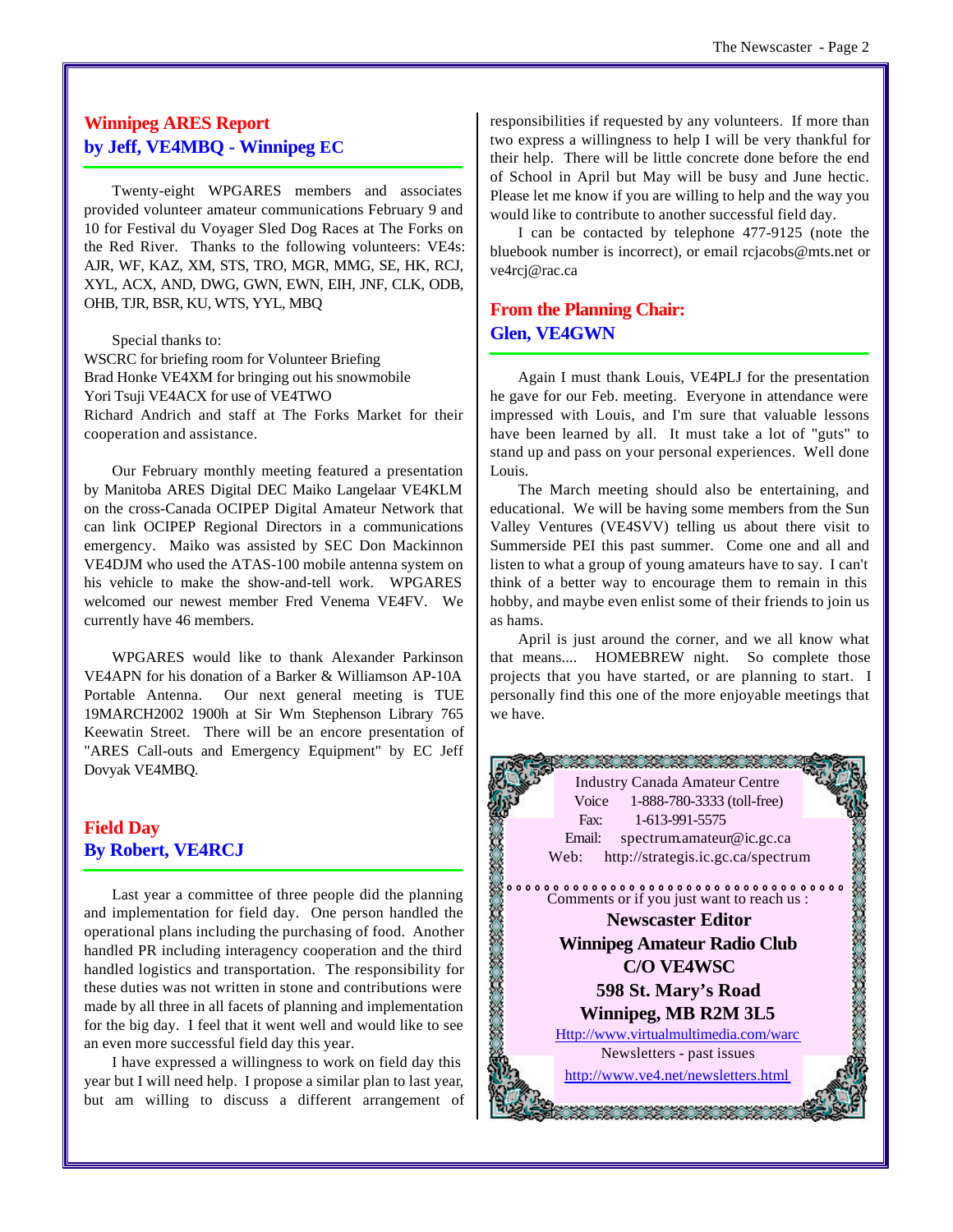## Winnipeg ARES Report
## by Jeff, VE4MBQ - Winnipeg EC

Twenty-eight WPGARES members and associates provided volunteer amateur communications February 9 and 10 for Festival du Voyager Sled Dog Races at The Forks on the Red River. Thanks to the following volunteers: VE4s: AJR, WF, KAZ, XM, STS, TRO, MGR, MMG, SE, HK, RCJ, XYL, ACX, AND, DWG, GWN, EWN, EIH, JNF, CLK, ODB, OHB, TJR, BSR, KU, WTS, YYL, MBQ

Special thanks to:
WSCRC for briefing room for Volunteer Briefing
Brad Honke VE4XM for bringing out his snowmobile
Yori Tsuji VE4ACX for use of VE4TWO
Richard Andrich and staff at The Forks Market for their cooperation and assistance.

Our February monthly meeting featured a presentation by Manitoba ARES Digital DEC Maiko Langelaar VE4KLM on the cross-Canada OCIPEP Digital Amateur Network that can link OCIPEP Regional Directors in a communications emergency. Maiko was assisted by SEC Don Mackinnon VE4DJM who used the ATAS-100 mobile antenna system on his vehicle to make the show-and-tell work. WPGARES welcomed our newest member Fred Venema VE4FV. We currently have 46 members.

WPGARES would like to thank Alexander Parkinson VE4APN for his donation of a Barker & Williamson AP-10A Portable Antenna. Our next general meeting is TUE 19MARCH2002 1900h at Sir Wm Stephenson Library 765 Keewatin Street. There will be an encore presentation of "ARES Call-outs and Emergency Equipment" by EC Jeff Dovyak VE4MBQ.

## Field Day
## By Robert, VE4RCJ

Last year a committee of three people did the planning and implementation for field day. One person handled the operational plans including the purchasing of food. Another handled PR including interagency cooperation and the third handled logistics and transportation. The responsibility for these duties was not written in stone and contributions were made by all three in all facets of planning and implementation for the big day. I feel that it went well and would like to see an even more successful field day this year.

I have expressed a willingness to work on field day this year but I will need help. I propose a similar plan to last year, but am willing to discuss a different arrangement of responsibilities if requested by any volunteers. If more than two express a willingness to help I will be very thankful for their help. There will be little concrete done before the end of School in April but May will be busy and June hectic. Please let me know if you are willing to help and the way you would like to contribute to another successful field day.

I can be contacted by telephone 477-9125 (note the bluebook number is incorrect), or email rcjacobs@mts.net or ve4rcj@rac.ca

## From the Planning Chair:
## Glen, VE4GWN

Again I must thank Louis, VE4PLJ for the presentation he gave for our Feb. meeting. Everyone in attendance were impressed with Louis, and I'm sure that valuable lessons have been learned by all. It must take a lot of "guts" to stand up and pass on your personal experiences. Well done Louis.

The March meeting should also be entertaining, and educational. We will be having some members from the Sun Valley Ventures (VE4SVV) telling us about there visit to Summerside PEI this past summer. Come one and all and listen to what a group of young amateurs have to say. I can't think of a better way to encourage them to remain in this hobby, and maybe even enlist some of their friends to join us as hams.

April is just around the corner, and we all know what that means.... HOMEBREW night. So complete those projects that you have started, or are planning to start. I personally find this one of the more enjoyable meetings that we have.

Industry Canada Amateur Centre
Voice 1-888-780-3333 (toll-free)
Fax: 1-613-991-5575
Email: spectrum.amateur@ic.gc.ca
Web: http://strategis.ic.gc.ca/spectrum

Comments or if you just want to reach us :

**Newscaster Editor**
**Winnipeg Amateur Radio Club**
**C/O VE4WSC**
**598 St. Mary's Road**
**Winnipeg, MB R2M 3L5**

Http://www.virtualmultimedia.com/warc

Newsletters - past issues

http://www.ve4.net/newsletters.html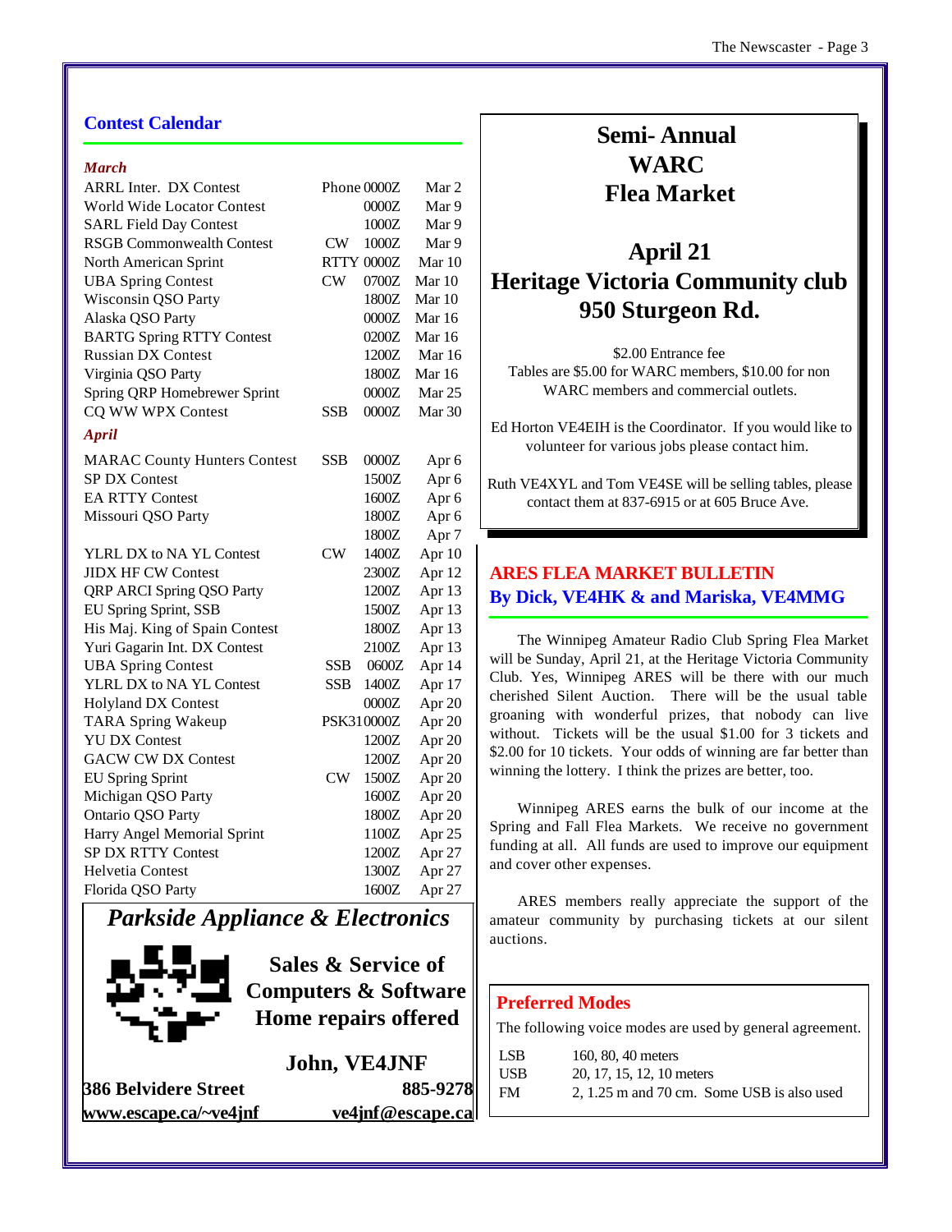## Contest Calendar

### *March*

| Contest | Mode | Time | Date |
|---|---|---|---|
| ARRL Inter. DX Contest | Phone | 0000Z | Mar 2 |
| World Wide Locator Contest | | 0000Z | Mar 9 |
| SARL Field Day Contest | | 1000Z | Mar 9 |
| RSGB Commonwealth Contest | CW | 1000Z | Mar 9 |
| North American Sprint | RTTY | 0000Z | Mar 10 |
| UBA Spring Contest | CW | 0700Z | Mar 10 |
| Wisconsin QSO Party | | 1800Z | Mar 10 |
| Alaska QSO Party | | 0000Z | Mar 16 |
| BARTG Spring RTTY Contest | | 0200Z | Mar 16 |
| Russian DX Contest | | 1200Z | Mar 16 |
| Virginia QSO Party | | 1800Z | Mar 16 |
| Spring QRP Homebrewer Sprint | | 0000Z | Mar 25 |
| CQ WW WPX Contest | SSB | 0000Z | Mar 30 |

### *April*

| Contest | Mode | Time | Date |
|---|---|---|---|
| MARAC County Hunters Contest | SSB | 0000Z | Apr 6 |
| SP DX Contest | | 1500Z | Apr 6 |
| EA RTTY Contest | | 1600Z | Apr 6 |
| Missouri QSO Party | | 1800Z | Apr 6 |
| | | 1800Z | Apr 7 |
| YLRL DX to NA YL Contest | CW | 1400Z | Apr 10 |
| JIDX HF CW Contest | | 2300Z | Apr 12 |
| QRP ARCI Spring QSO Party | | 1200Z | Apr 13 |
| EU Spring Sprint, SSB | | 1500Z | Apr 13 |
| His Maj. King of Spain Contest | | 1800Z | Apr 13 |
| Yuri Gagarin Int. DX Contest | | 2100Z | Apr 13 |
| UBA Spring Contest | SSB | 0600Z | Apr 14 |
| YLRL DX to NA YL Contest | SSB | 1400Z | Apr 17 |
| Holyland DX Contest | | 0000Z | Apr 20 |
| TARA Spring Wakeup | PSK31 | 0000Z | Apr 20 |
| YU DX Contest | | 1200Z | Apr 20 |
| GACW CW DX Contest | | 1200Z | Apr 20 |
| EU Spring Sprint | CW | 1500Z | Apr 20 |
| Michigan QSO Party | | 1600Z | Apr 20 |
| Ontario QSO Party | | 1800Z | Apr 20 |
| Harry Angel Memorial Sprint | | 1100Z | Apr 25 |
| SP DX RTTY Contest | | 1200Z | Apr 27 |
| Helvetia Contest | | 1300Z | Apr 27 |
| Florida QSO Party | | 1600Z | Apr 27 |

## *Parkside Appliance & Electronics*

**Sales & Service of Computers & Software**
**Home repairs offered**

**John, VE4JNF**

**386 Belvidere Street** **885-9278**
**www.escape.ca/~ve4jnf** **ve4jnf@escape.ca**

## Semi- Annual WARC Flea Market

## April 21
## Heritage Victoria Community club
## 950 Sturgeon Rd.

$2.00 Entrance fee
Tables are $5.00 for WARC members, $10.00 for non WARC members and commercial outlets.

Ed Horton VE4EIH is the Coordinator. If you would like to volunteer for various jobs please contact him.

Ruth VE4XYL and Tom VE4SE will be selling tables, please contact them at 837-6915 or at 605 Bruce Ave.

## ARES FLEA MARKET BULLETIN
### By Dick, VE4HK & and Mariska, VE4MMG

The Winnipeg Amateur Radio Club Spring Flea Market will be Sunday, April 21, at the Heritage Victoria Community Club. Yes, Winnipeg ARES will be there with our much cherished Silent Auction. There will be the usual table groaning with wonderful prizes, that nobody can live without. Tickets will be the usual $1.00 for 3 tickets and $2.00 for 10 tickets. Your odds of winning are far better than winning the lottery. I think the prizes are better, too.

Winnipeg ARES earns the bulk of our income at the Spring and Fall Flea Markets. We receive no government funding at all. All funds are used to improve our equipment and cover other expenses.

ARES members really appreciate the support of the amateur community by purchasing tickets at our silent auctions.

## Preferred Modes

The following voice modes are used by general agreement.

| Mode | Bands |
|---|---|
| LSB | 160, 80, 40 meters |
| USB | 20, 17, 15, 12, 10 meters |
| FM | 2, 1.25 m and 70 cm. Some USB is also used |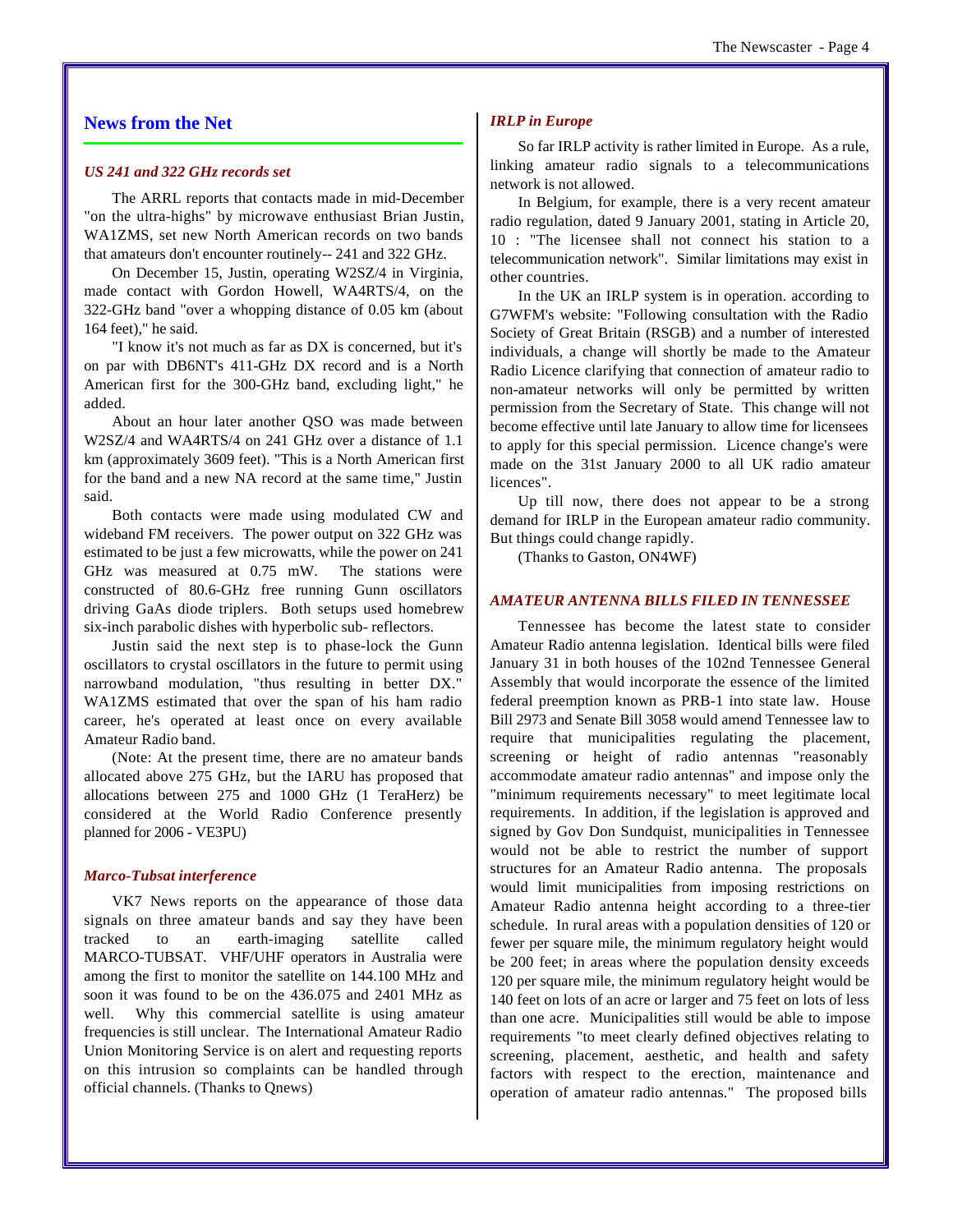## News from the Net

### *US 241 and 322 GHz records set*

The ARRL reports that contacts made in mid-December "on the ultra-highs" by microwave enthusiast Brian Justin, WA1ZMS, set new North American records on two bands that amateurs don't encounter routinely-- 241 and 322 GHz.

On December 15, Justin, operating W2SZ/4 in Virginia, made contact with Gordon Howell, WA4RTS/4, on the 322-GHz band "over a whopping distance of 0.05 km (about 164 feet)," he said.

"I know it's not much as far as DX is concerned, but it's on par with DB6NT's 411-GHz DX record and is a North American first for the 300-GHz band, excluding light," he added.

About an hour later another QSO was made between W2SZ/4 and WA4RTS/4 on 241 GHz over a distance of 1.1 km (approximately 3609 feet). "This is a North American first for the band and a new NA record at the same time," Justin said.

Both contacts were made using modulated CW and wideband FM receivers. The power output on 322 GHz was estimated to be just a few microwatts, while the power on 241 GHz was measured at 0.75 mW. The stations were constructed of 80.6-GHz free running Gunn oscillators driving GaAs diode triplers. Both setups used homebrew six-inch parabolic dishes with hyperbolic sub- reflectors.

Justin said the next step is to phase-lock the Gunn oscillators to crystal oscillators in the future to permit using narrowband modulation, "thus resulting in better DX." WA1ZMS estimated that over the span of his ham radio career, he's operated at least once on every available Amateur Radio band.

(Note: At the present time, there are no amateur bands allocated above 275 GHz, but the IARU has proposed that allocations between 275 and 1000 GHz (1 TeraHerz) be considered at the World Radio Conference presently planned for 2006 - VE3PU)

### *Marco-Tubsat interference*

VK7 News reports on the appearance of those data signals on three amateur bands and say they have been tracked to an earth-imaging satellite called MARCO-TUBSAT. VHF/UHF operators in Australia were among the first to monitor the satellite on 144.100 MHz and soon it was found to be on the 436.075 and 2401 MHz as well. Why this commercial satellite is using amateur frequencies is still unclear. The International Amateur Radio Union Monitoring Service is on alert and requesting reports on this intrusion so complaints can be handled through official channels. (Thanks to Qnews)

### *IRLP in Europe*

So far IRLP activity is rather limited in Europe. As a rule, linking amateur radio signals to a telecommunications network is not allowed.

In Belgium, for example, there is a very recent amateur radio regulation, dated 9 January 2001, stating in Article 20, 10 : "The licensee shall not connect his station to a telecommunication network". Similar limitations may exist in other countries.

In the UK an IRLP system is in operation. according to G7WFM's website: "Following consultation with the Radio Society of Great Britain (RSGB) and a number of interested individuals, a change will shortly be made to the Amateur Radio Licence clarifying that connection of amateur radio to non-amateur networks will only be permitted by written permission from the Secretary of State. This change will not become effective until late January to allow time for licensees to apply for this special permission. Licence change's were made on the 31st January 2000 to all UK radio amateur licences".

Up till now, there does not appear to be a strong demand for IRLP in the European amateur radio community. But things could change rapidly.

(Thanks to Gaston, ON4WF)

### *AMATEUR ANTENNA BILLS FILED IN TENNESSEE*

Tennessee has become the latest state to consider Amateur Radio antenna legislation. Identical bills were filed January 31 in both houses of the 102nd Tennessee General Assembly that would incorporate the essence of the limited federal preemption known as PRB-1 into state law. House Bill 2973 and Senate Bill 3058 would amend Tennessee law to require that municipalities regulating the placement, screening or height of radio antennas "reasonably accommodate amateur radio antennas" and impose only the "minimum requirements necessary" to meet legitimate local requirements. In addition, if the legislation is approved and signed by Gov Don Sundquist, municipalities in Tennessee would not be able to restrict the number of support structures for an Amateur Radio antenna. The proposals would limit municipalities from imposing restrictions on Amateur Radio antenna height according to a three-tier schedule. In rural areas with a population densities of 120 or fewer per square mile, the minimum regulatory height would be 200 feet; in areas where the population density exceeds 120 per square mile, the minimum regulatory height would be 140 feet on lots of an acre or larger and 75 feet on lots of less than one acre. Municipalities still would be able to impose requirements "to meet clearly defined objectives relating to screening, placement, aesthetic, and health and safety factors with respect to the erection, maintenance and operation of amateur radio antennas." The proposed bills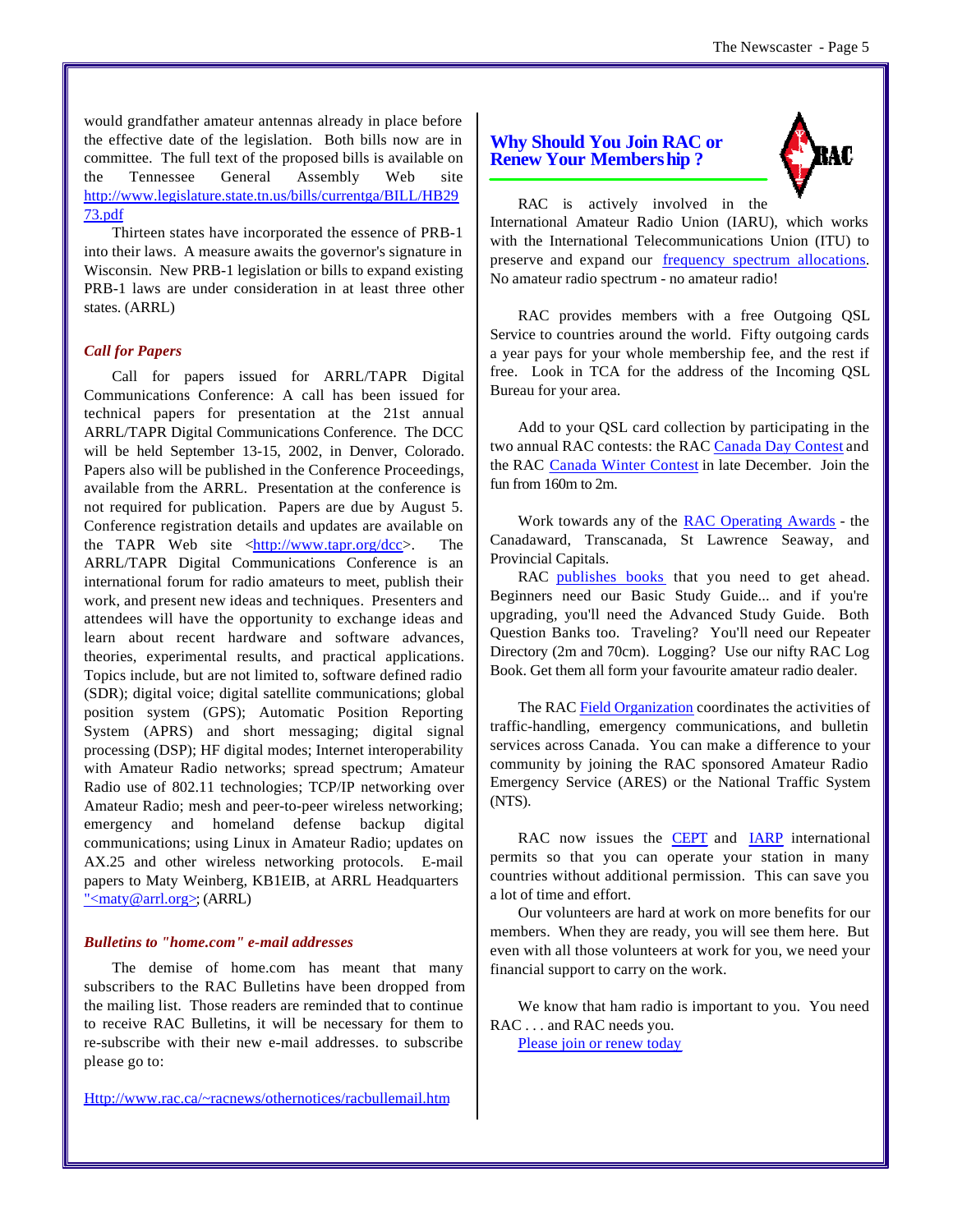would grandfather amateur antennas already in place before the effective date of the legislation. Both bills now are in committee. The full text of the proposed bills is available on the Tennessee General Assembly Web site http://www.legislature.state.tn.us/bills/currentga/BILL/HB2973.pdf

Thirteen states have incorporated the essence of PRB-1 into their laws. A measure awaits the governor's signature in Wisconsin. New PRB-1 legislation or bills to expand existing PRB-1 laws are under consideration in at least three other states. (ARRL)

### *Call for Papers*

Call for papers issued for ARRL/TAPR Digital Communications Conference: A call has been issued for technical papers for presentation at the 21st annual ARRL/TAPR Digital Communications Conference. The DCC will be held September 13-15, 2002, in Denver, Colorado. Papers also will be published in the Conference Proceedings, available from the ARRL. Presentation at the conference is not required for publication. Papers are due by August 5. Conference registration details and updates are available on the TAPR Web site <http://www.tapr.org/dcc>. The ARRL/TAPR Digital Communications Conference is an international forum for radio amateurs to meet, publish their work, and present new ideas and techniques. Presenters and attendees will have the opportunity to exchange ideas and learn about recent hardware and software advances, theories, experimental results, and practical applications. Topics include, but are not limited to, software defined radio (SDR); digital voice; digital satellite communications; global position system (GPS); Automatic Position Reporting System (APRS) and short messaging; digital signal processing (DSP); HF digital modes; Internet interoperability with Amateur Radio networks; spread spectrum; Amateur Radio use of 802.11 technologies; TCP/IP networking over Amateur Radio; mesh and peer-to-peer wireless networking; emergency and homeland defense backup digital communications; using Linux in Amateur Radio; updates on AX.25 and other wireless networking protocols. E-mail papers to Maty Weinberg, KB1EIB, at ARRL Headquarters "<maty@arrl.org>; (ARRL)

### *Bulletins to "home.com" e-mail addresses*

The demise of home.com has meant that many subscribers to the RAC Bulletins have been dropped from the mailing list. Those readers are reminded that to continue to receive RAC Bulletins, it will be necessary for them to re-subscribe with their new e-mail addresses. to subscribe please go to:

Http://www.rac.ca/~racnews/othernotices/racbullemail.htm

## Why Should You Join RAC or Renew Your Membership ?

RAC is actively involved in the International Amateur Radio Union (IARU), which works with the International Telecommunications Union (ITU) to preserve and expand our frequency spectrum allocations. No amateur radio spectrum - no amateur radio!

RAC provides members with a free Outgoing QSL Service to countries around the world. Fifty outgoing cards a year pays for your whole membership fee, and the rest if free. Look in TCA for the address of the Incoming QSL Bureau for your area.

Add to your QSL card collection by participating in the two annual RAC contests: the RAC Canada Day Contest and the RAC Canada Winter Contest in late December. Join the fun from 160m to 2m.

Work towards any of the RAC Operating Awards - the Canadaward, Transcanada, St Lawrence Seaway, and Provincial Capitals.

RAC publishes books that you need to get ahead. Beginners need our Basic Study Guide... and if you're upgrading, you'll need the Advanced Study Guide. Both Question Banks too. Traveling? You'll need our Repeater Directory (2m and 70cm). Logging? Use our nifty RAC Log Book. Get them all form your favourite amateur radio dealer.

The RAC Field Organization coordinates the activities of traffic-handling, emergency communications, and bulletin services across Canada. You can make a difference to your community by joining the RAC sponsored Amateur Radio Emergency Service (ARES) or the National Traffic System (NTS).

RAC now issues the CEPT and IARP international permits so that you can operate your station in many countries without additional permission. This can save you a lot of time and effort.

Our volunteers are hard at work on more benefits for our members. When they are ready, you will see them here. But even with all those volunteers at work for you, we need your financial support to carry on the work.

We know that ham radio is important to you. You need RAC . . . and RAC needs you.

Please join or renew today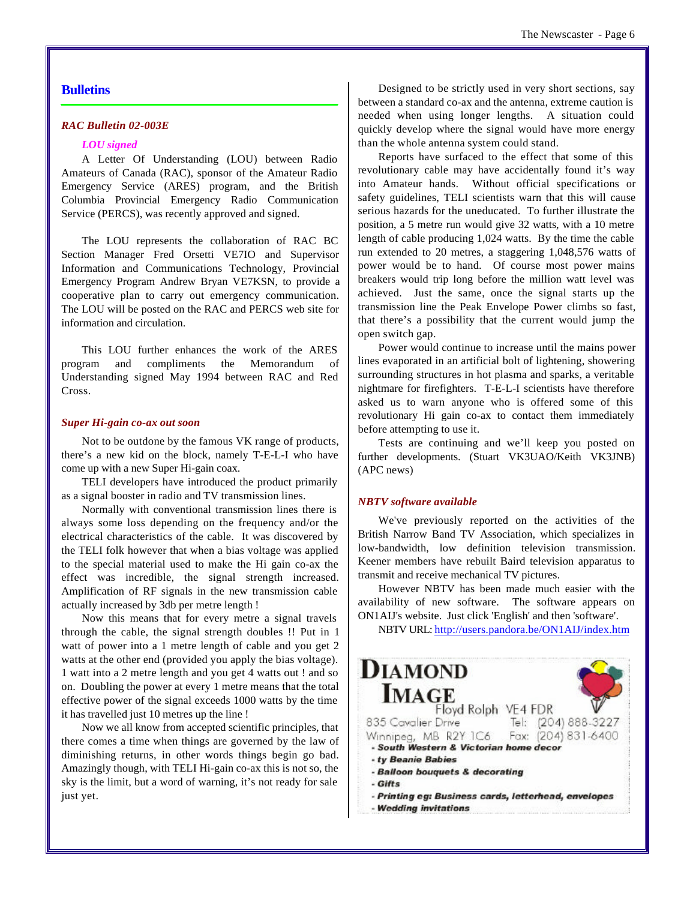## Bulletins

### *RAC Bulletin 02-003E*

*LOU signed*

A Letter Of Understanding (LOU) between Radio Amateurs of Canada (RAC), sponsor of the Amateur Radio Emergency Service (ARES) program, and the British Columbia Provincial Emergency Radio Communication Service (PERCS), was recently approved and signed.

The LOU represents the collaboration of RAC BC Section Manager Fred Orsetti VE7IO and Supervisor Information and Communications Technology, Provincial Emergency Program Andrew Bryan VE7KSN, to provide a cooperative plan to carry out emergency communication. The LOU will be posted on the RAC and PERCS web site for information and circulation.

This LOU further enhances the work of the ARES program and compliments the Memorandum of Understanding signed May 1994 between RAC and Red Cross.

### *Super Hi-gain co-ax out soon*

Not to be outdone by the famous VK range of products, there's a new kid on the block, namely T-E-L-I who have come up with a new Super Hi-gain coax.

TELI developers have introduced the product primarily as a signal booster in radio and TV transmission lines.

Normally with conventional transmission lines there is always some loss depending on the frequency and/or the electrical characteristics of the cable. It was discovered by the TELI folk however that when a bias voltage was applied to the special material used to make the Hi gain co-ax the effect was incredible, the signal strength increased. Amplification of RF signals in the new transmission cable actually increased by 3db per metre length !

Now this means that for every metre a signal travels through the cable, the signal strength doubles !! Put in 1 watt of power into a 1 metre length of cable and you get 2 watts at the other end (provided you apply the bias voltage). 1 watt into a 2 metre length and you get 4 watts out ! and so on. Doubling the power at every 1 metre means that the total effective power of the signal exceeds 1000 watts by the time it has travelled just 10 metres up the line !

Now we all know from accepted scientific principles, that there comes a time when things are governed by the law of diminishing returns, in other words things begin go bad. Amazingly though, with TELI Hi-gain co-ax this is not so, the sky is the limit, but a word of warning, it's not ready for sale just yet.

Designed to be strictly used in very short sections, say between a standard co-ax and the antenna, extreme caution is needed when using longer lengths. A situation could quickly develop where the signal would have more energy than the whole antenna system could stand.

Reports have surfaced to the effect that some of this revolutionary cable may have accidentally found it's way into Amateur hands. Without official specifications or safety guidelines, TELI scientists warn that this will cause serious hazards for the uneducated. To further illustrate the position, a 5 metre run would give 32 watts, with a 10 metre length of cable producing 1,024 watts. By the time the cable run extended to 20 metres, a staggering 1,048,576 watts of power would be to hand. Of course most power mains breakers would trip long before the million watt level was achieved. Just the same, once the signal starts up the transmission line the Peak Envelope Power climbs so fast, that there's a possibility that the current would jump the open switch gap.

Power would continue to increase until the mains power lines evaporated in an artificial bolt of lightening, showering surrounding structures in hot plasma and sparks, a veritable nightmare for firefighters. T-E-L-I scientists have therefore asked us to warn anyone who is offered some of this revolutionary Hi gain co-ax to contact them immediately before attempting to use it.

Tests are continuing and we'll keep you posted on further developments. (Stuart VK3UAO/Keith VK3JNB) (APC news)

### *NBTV software available*

We've previously reported on the activities of the British Narrow Band TV Association, which specializes in low-bandwidth, low definition television transmission. Keener members have rebuilt Baird television apparatus to transmit and receive mechanical TV pictures.

However NBTV has been made much easier with the availability of new software. The software appears on ON1AIJ's website. Just click 'English' and then 'software'.

NBTV URL: http://users.pandora.be/ON1AIJ/index.htm

**DIAMOND IMAGE**
Floyd Rolph VE4 FDR
835 Cavalier Drive — Tel: (204) 888-3227
Winnipeg, MB R2Y 1C6 — Fax: (204) 831-6400

- South Western & Victorian home decor
- ty Beanie Babies
- Balloon bouquets & decorating
- Gifts
- Printing eg: Business cards, letterhead, envelopes
- Wedding invitations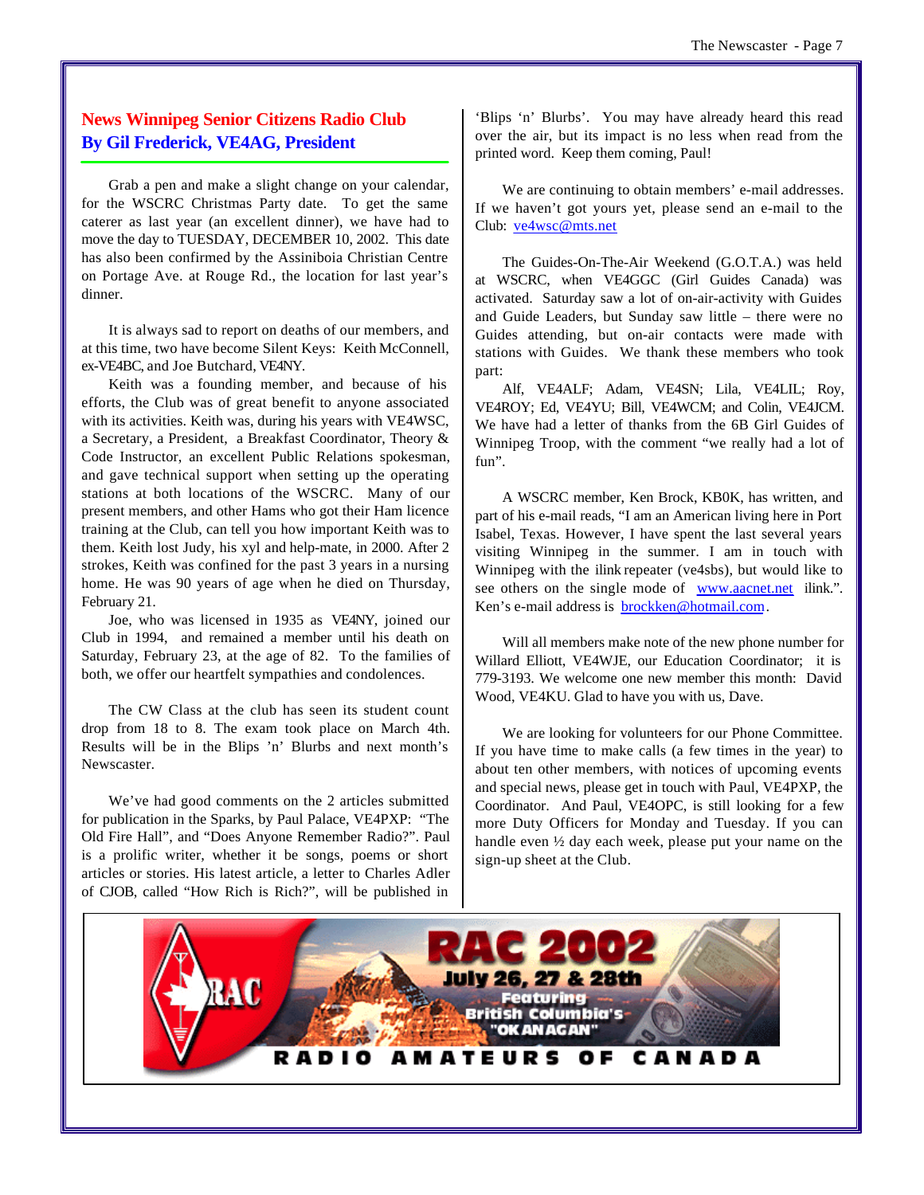## News Winnipeg Senior Citizens Radio Club
## By Gil Frederick, VE4AG, President

Grab a pen and make a slight change on your calendar, for the WSCRC Christmas Party date. To get the same caterer as last year (an excellent dinner), we have had to move the day to TUESDAY, DECEMBER 10, 2002. This date has also been confirmed by the Assiniboia Christian Centre on Portage Ave. at Rouge Rd., the location for last year's dinner.

It is always sad to report on deaths of our members, and at this time, two have become Silent Keys: Keith McConnell, ex-VE4BC, and Joe Butchard, VE4NY.

Keith was a founding member, and because of his efforts, the Club was of great benefit to anyone associated with its activities. Keith was, during his years with VE4WSC, a Secretary, a President, a Breakfast Coordinator, Theory & Code Instructor, an excellent Public Relations spokesman, and gave technical support when setting up the operating stations at both locations of the WSCRC. Many of our present members, and other Hams who got their Ham licence training at the Club, can tell you how important Keith was to them. Keith lost Judy, his xyl and help-mate, in 2000. After 2 strokes, Keith was confined for the past 3 years in a nursing home. He was 90 years of age when he died on Thursday, February 21.

Joe, who was licensed in 1935 as VE4NY, joined our Club in 1994, and remained a member until his death on Saturday, February 23, at the age of 82. To the families of both, we offer our heartfelt sympathies and condolences.

The CW Class at the club has seen its student count drop from 18 to 8. The exam took place on March 4th. Results will be in the Blips 'n' Blurbs and next month's Newscaster.

We've had good comments on the 2 articles submitted for publication in the Sparks, by Paul Palace, VE4PXP: "The Old Fire Hall", and "Does Anyone Remember Radio?". Paul is a prolific writer, whether it be songs, poems or short articles or stories. His latest article, a letter to Charles Adler of CJOB, called "How Rich is Rich?", will be published in 'Blips 'n' Blurbs'. You may have already heard this read over the air, but its impact is no less when read from the printed word. Keep them coming, Paul!

We are continuing to obtain members' e-mail addresses. If we haven't got yours yet, please send an e-mail to the Club: ve4wsc@mts.net

The Guides-On-The-Air Weekend (G.O.T.A.) was held at WSCRC, when VE4GGC (Girl Guides Canada) was activated. Saturday saw a lot of on-air-activity with Guides and Guide Leaders, but Sunday saw little – there were no Guides attending, but on-air contacts were made with stations with Guides. We thank these members who took part:

Alf, VE4ALF; Adam, VE4SN; Lila, VE4LIL; Roy, VE4ROY; Ed, VE4YU; Bill, VE4WCM; and Colin, VE4JCM. We have had a letter of thanks from the 6B Girl Guides of Winnipeg Troop, with the comment "we really had a lot of fun".

A WSCRC member, Ken Brock, KB0K, has written, and part of his e-mail reads, "I am an American living here in Port Isabel, Texas. However, I have spent the last several years visiting Winnipeg in the summer. I am in touch with Winnipeg with the ilink repeater (ve4sbs), but would like to see others on the single mode of www.aacnet.net ilink.". Ken's e-mail address is brockken@hotmail.com.

Will all members make note of the new phone number for Willard Elliott, VE4WJE, our Education Coordinator; it is 779-3193. We welcome one new member this month: David Wood, VE4KU. Glad to have you with us, Dave.

We are looking for volunteers for our Phone Committee. If you have time to make calls (a few times in the year) to about ten other members, with notices of upcoming events and special news, please get in touch with Paul, VE4PXP, the Coordinator. And Paul, VE4OPC, is still looking for a few more Duty Officers for Monday and Tuesday. If you can handle even ½ day each week, please put your name on the sign-up sheet at the Club.

RAC 2002
July 26, 27 & 28th
Featuring British Columbia's "OKANAGAN"
RADIO AMATEURS OF CANADA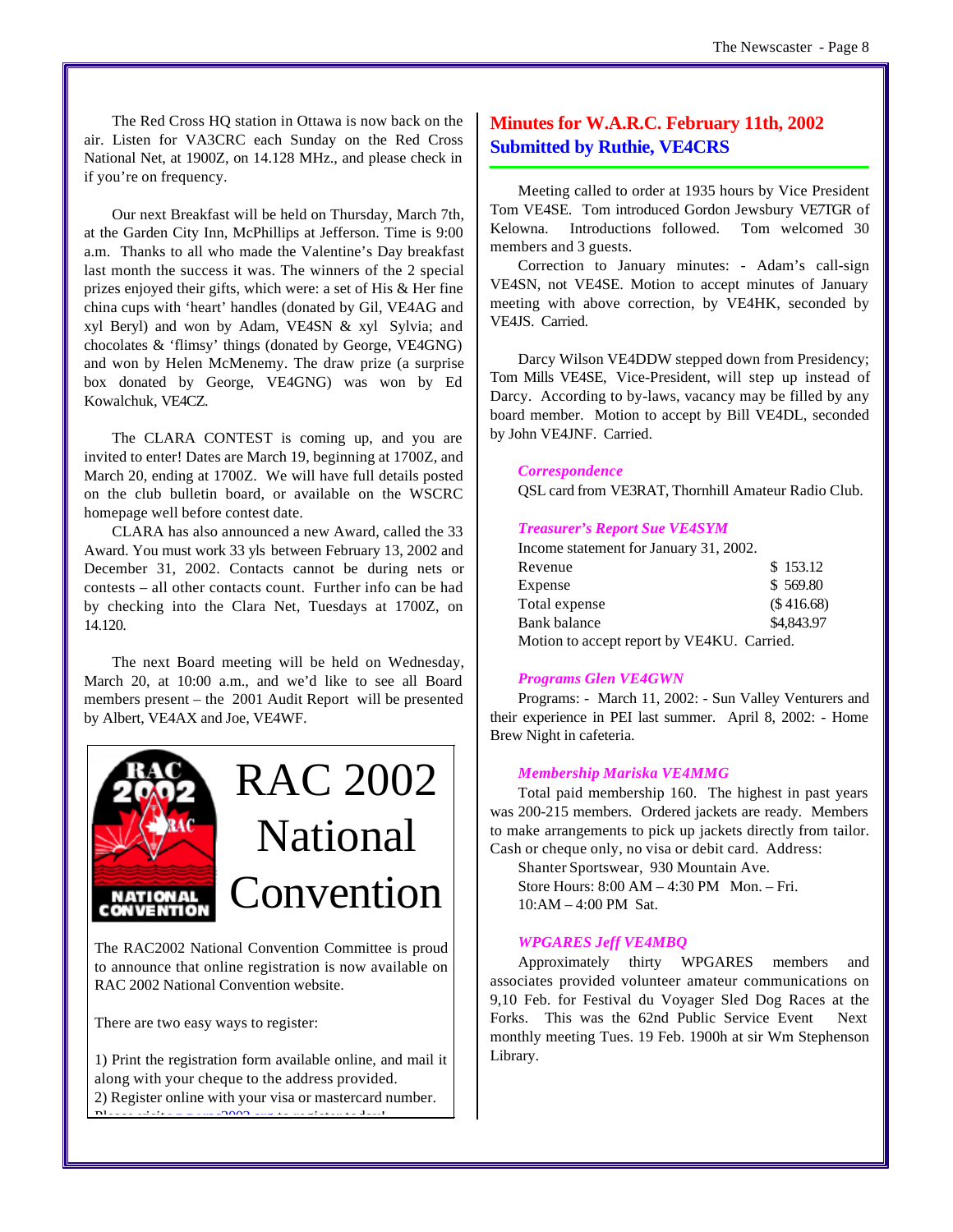The Red Cross HQ station in Ottawa is now back on the air. Listen for VA3CRC each Sunday on the Red Cross National Net, at 1900Z, on 14.128 MHz., and please check in if you're on frequency.

Our next Breakfast will be held on Thursday, March 7th, at the Garden City Inn, McPhillips at Jefferson. Time is 9:00 a.m. Thanks to all who made the Valentine's Day breakfast last month the success it was. The winners of the 2 special prizes enjoyed their gifts, which were: a set of His & Her fine china cups with 'heart' handles (donated by Gil, VE4AG and xyl Beryl) and won by Adam, VE4SN & xyl Sylvia; and chocolates & 'flimsy' things (donated by George, VE4GNG) and won by Helen McMenemy. The draw prize (a surprise box donated by George, VE4GNG) was won by Ed Kowalchuk, VE4CZ.

The CLARA CONTEST is coming up, and you are invited to enter! Dates are March 19, beginning at 1700Z, and March 20, ending at 1700Z. We will have full details posted on the club bulletin board, or available on the WSCRC homepage well before contest date.

CLARA has also announced a new Award, called the 33 Award. You must work 33 yls between February 13, 2002 and December 31, 2002. Contacts cannot be during nets or contests – all other contacts count. Further info can be had by checking into the Clara Net, Tuesdays at 1700Z, on 14.120.

The next Board meeting will be held on Wednesday, March 20, at 10:00 a.m., and we'd like to see all Board members present – the 2001 Audit Report will be presented by Albert, VE4AX and Joe, VE4WF.

## RAC 2002 National Convention

The RAC2002 National Convention Committee is proud to announce that online registration is now available on RAC 2002 National Convention website.

There are two easy ways to register:

1) Print the registration form available online, and mail it along with your cheque to the address provided.
2) Register online with your visa or mastercard number.

## Minutes for W.A.R.C. February 11th, 2002
## Submitted by Ruthie, VE4CRS

Meeting called to order at 1935 hours by Vice President Tom VE4SE. Tom introduced Gordon Jewsbury VE7TGR of Kelowna. Introductions followed. Tom welcomed 30 members and 3 guests.

Correction to January minutes: - Adam's call-sign VE4SN, not VE4SE. Motion to accept minutes of January meeting with above correction, by VE4HK, seconded by VE4JS. Carried.

Darcy Wilson VE4DDW stepped down from Presidency; Tom Mills VE4SE, Vice-President, will step up instead of Darcy. According to by-laws, vacancy may be filled by any board member. Motion to accept by Bill VE4DL, seconded by John VE4JNF. Carried.

***Correspondence***

QSL card from VE3RAT, Thornhill Amateur Radio Club.

***Treasurer's Report Sue VE4SYM***

Income statement for January 31, 2002.

| | |
|---|---|
| Revenue | $ 153.12 |
| Expense | $ 569.80 |
| Total expense | ($ 416.68) |
| Bank balance | $4,843.97 |

Motion to accept report by VE4KU. Carried.

***Programs Glen VE4GWN***

Programs: - March 11, 2002: - Sun Valley Venturers and their experience in PEI last summer. April 8, 2002: - Home Brew Night in cafeteria.

***Membership Mariska VE4MMG***

Total paid membership 160. The highest in past years was 200-215 members. Ordered jackets are ready. Members to make arrangements to pick up jackets directly from tailor. Cash or cheque only, no visa or debit card. Address:

Shanter Sportswear, 930 Mountain Ave.
Store Hours: 8:00 AM – 4:30 PM Mon. – Fri.
10:AM – 4:00 PM Sat.

***WPGARES Jeff VE4MBQ***

Approximately thirty WPGARES members and associates provided volunteer amateur communications on 9,10 Feb. for Festival du Voyager Sled Dog Races at the Forks. This was the 62nd Public Service Event Next monthly meeting Tues. 19 Feb. 1900h at sir Wm Stephenson Library.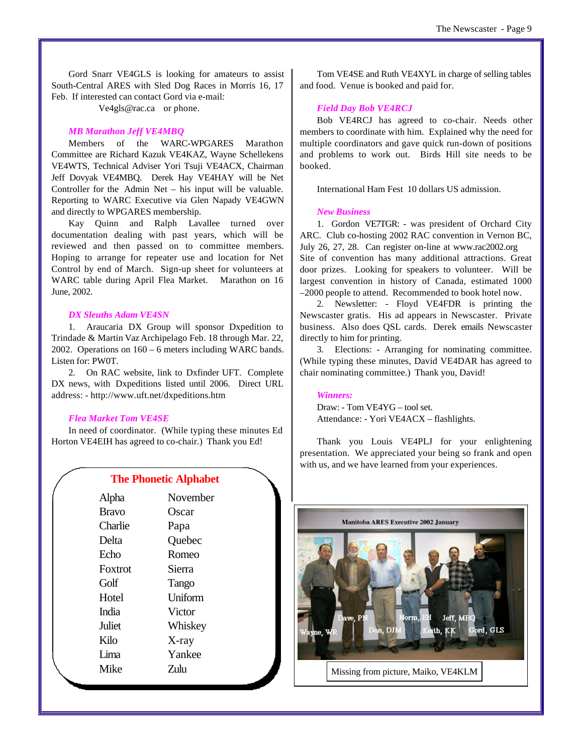Gord Snarr VE4GLS is looking for amateurs to assist South-Central ARES with Sled Dog Races in Morris 16, 17 Feb. If interested can contact Gord via e-mail:

Ve4gls@rac.ca or phone.

### *MB Marathon Jeff VE4MBQ*

Members of the WARC-WPGARES Marathon Committee are Richard Kazuk VE4KAZ, Wayne Schellekens VE4WTS, Technical Adviser Yori Tsuji VE4ACX, Chairman Jeff Dovyak VE4MBQ. Derek Hay VE4HAY will be Net Controller for the Admin Net – his input will be valuable. Reporting to WARC Executive via Glen Napady VE4GWN and directly to WPGARES membership.

Kay Quinn and Ralph Lavallee turned over documentation dealing with past years, which will be reviewed and then passed on to committee members. Hoping to arrange for repeater use and location for Net Control by end of March. Sign-up sheet for volunteers at WARC table during April Flea Market. Marathon on 16 June, 2002.

### *DX Sleuths Adam VE4SN*

1. Araucaria DX Group will sponsor Dxpedition to Trindade & Martin Vaz Archipelago Feb. 18 through Mar. 22, 2002. Operations on 160 – 6 meters including WARC bands. Listen for: PW0T.

2. On RAC website, link to Dxfinder UFT. Complete DX news, with Dxpeditions listed until 2006. Direct URL address: - http://www.uft.net/dxpeditions.htm

### *Flea Market Tom VE4SE*

In need of coordinator. (While typing these minutes Ed Horton VE4EIH has agreed to co-chair.) Thank you Ed!

Tom VE4SE and Ruth VE4XYL in charge of selling tables and food. Venue is booked and paid for.

### *Field Day Bob VE4RCJ*

Bob VE4RCJ has agreed to co-chair. Needs other members to coordinate with him. Explained why the need for multiple coordinators and gave quick run-down of positions and problems to work out. Birds Hill site needs to be booked.

International Ham Fest 10 dollars US admission.

### *New Business*

1. Gordon VE7TGR: - was president of Orchard City ARC. Club co-hosting 2002 RAC convention in Vernon BC, July 26, 27, 28. Can register on-line at www.rac2002.org
Site of convention has many additional attractions. Great door prizes. Looking for speakers to volunteer. Will be largest convention in history of Canada, estimated 1000 –2000 people to attend. Recommended to book hotel now.

2. Newsletter: - Floyd VE4FDR is printing the Newscaster gratis. His ad appears in Newscaster. Private business. Also does QSL cards. Derek emails Newscaster directly to him for printing.

3. Elections: - Arranging for nominating committee. (While typing these minutes, David VE4DAR has agreed to chair nominating committee.) Thank you, David!

### *Winners:*

Draw: - Tom VE4YG – tool set.
Attendance: - Yori VE4ACX – flashlights.

Thank you Louis VE4PLJ for your enlightening presentation. We appreciated your being so frank and open with us, and we have learned from your experiences.

## The Phonetic Alphabet

| | |
|---|---|
| Alpha | November |
| Bravo | Oscar |
| Charlie | Papa |
| Delta | Quebec |
| Echo | Romeo |
| Foxtrot | Sierra |
| Golf | Tango |
| Hotel | Uniform |
| India | Victor |
| Juliet | Whiskey |
| Kilo | X-ray |
| Lima | Yankee |
| Mike | Zulu |

Manitoba ARES Executive 2002 January

Wayne, WR · Dave, PN · Don, DJM · Norm, EH · Keith, KK · Jeff, MBQ · Gord, GLS

Missing from picture, Maiko, VE4KLM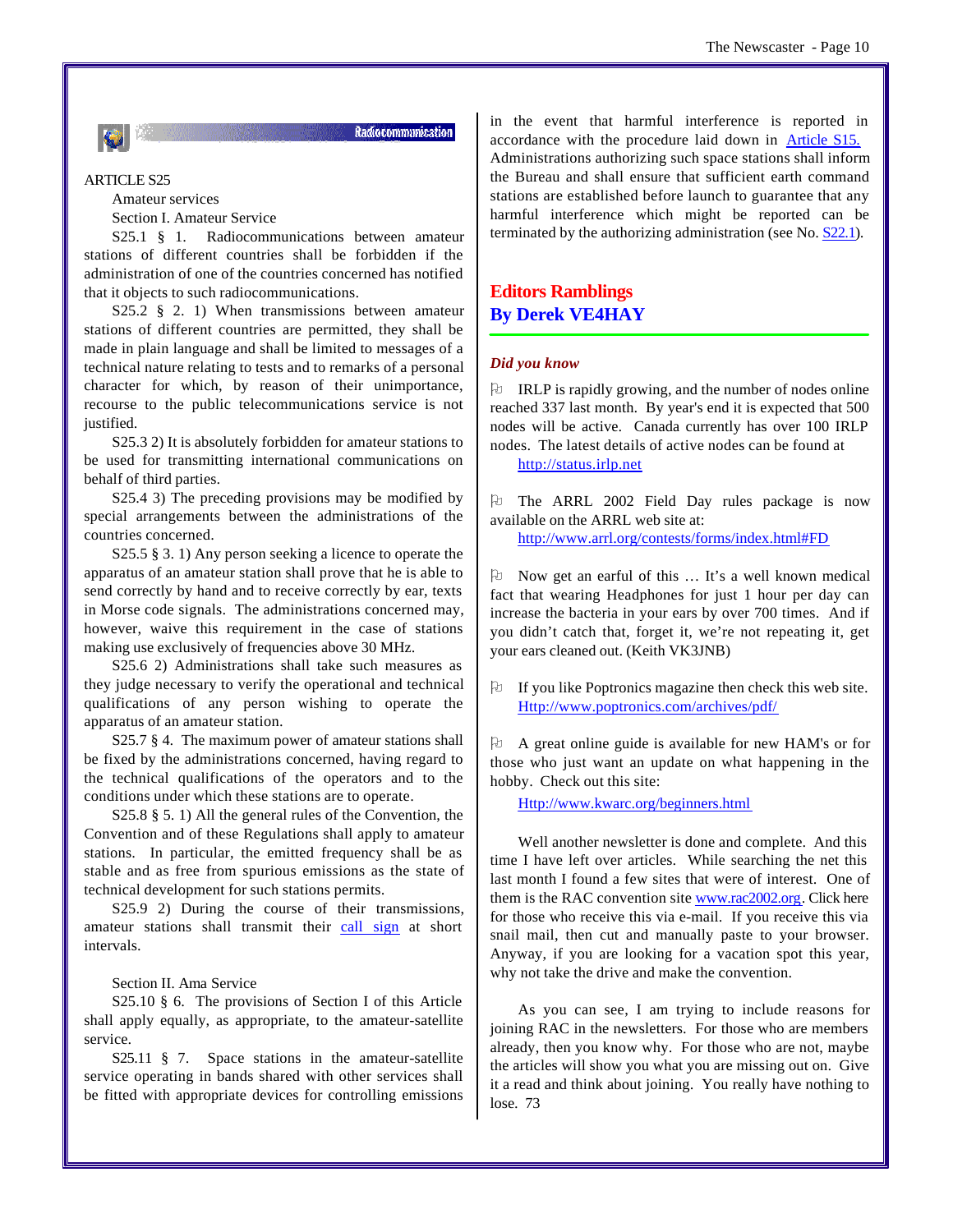Radiocommunication

ARTICLE S25

Amateur services

Section I. Amateur Service

S25.1 § 1. Radiocommunications between amateur stations of different countries shall be forbidden if the administration of one of the countries concerned has notified that it objects to such radiocommunications.

S25.2 § 2. 1) When transmissions between amateur stations of different countries are permitted, they shall be made in plain language and shall be limited to messages of a technical nature relating to tests and to remarks of a personal character for which, by reason of their unimportance, recourse to the public telecommunications service is not justified.

S25.3 2) It is absolutely forbidden for amateur stations to be used for transmitting international communications on behalf of third parties.

S25.4 3) The preceding provisions may be modified by special arrangements between the administrations of the countries concerned.

S25.5 § 3. 1) Any person seeking a licence to operate the apparatus of an amateur station shall prove that he is able to send correctly by hand and to receive correctly by ear, texts in Morse code signals. The administrations concerned may, however, waive this requirement in the case of stations making use exclusively of frequencies above 30 MHz.

S25.6 2) Administrations shall take such measures as they judge necessary to verify the operational and technical qualifications of any person wishing to operate the apparatus of an amateur station.

S25.7 § 4. The maximum power of amateur stations shall be fixed by the administrations concerned, having regard to the technical qualifications of the operators and to the conditions under which these stations are to operate.

S25.8 § 5. 1) All the general rules of the Convention, the Convention and of these Regulations shall apply to amateur stations. In particular, the emitted frequency shall be as stable and as free from spurious emissions as the state of technical development for such stations permits.

S25.9 2) During the course of their transmissions, amateur stations shall transmit their call sign at short intervals.

Section II. Ama Service

S25.10 § 6. The provisions of Section I of this Article shall apply equally, as appropriate, to the amateur-satellite service.

S25.11 § 7. Space stations in the amateur-satellite service operating in bands shared with other services shall be fitted with appropriate devices for controlling emissions in the event that harmful interference is reported in accordance with the procedure laid down in Article S15. Administrations authorizing such space stations shall inform the Bureau and shall ensure that sufficient earth command stations are established before launch to guarantee that any harmful interference which might be reported can be terminated by the authorizing administration (see No. S22.1).

## Editors Ramblings
## By Derek VE4HAY

***Did you know***

- IRLP is rapidly growing, and the number of nodes online reached 337 last month. By year's end it is expected that 500 nodes will be active. Canada currently has over 100 IRLP nodes. The latest details of active nodes can be found at
  http://status.irlp.net

- The ARRL 2002 Field Day rules package is now available on the ARRL web site at:
  http://www.arrl.org/contests/forms/index.html#FD

- Now get an earful of this … It's a well known medical fact that wearing Headphones for just 1 hour per day can increase the bacteria in your ears by over 700 times. And if you didn't catch that, forget it, we're not repeating it, get your ears cleaned out. (Keith VK3JNB)

- If you like Poptronics magazine then check this web site.
  Http://www.poptronics.com/archives/pdf/

- A great online guide is available for new HAM's or for those who just want an update on what happening in the hobby. Check out this site:
  Http://www.kwarc.org/beginners.html

Well another newsletter is done and complete. And this time I have left over articles. While searching the net this last month I found a few sites that were of interest. One of them is the RAC convention site www.rac2002.org. Click here for those who receive this via e-mail. If you receive this via snail mail, then cut and manually paste to your browser. Anyway, if you are looking for a vacation spot this year, why not take the drive and make the convention.

As you can see, I am trying to include reasons for joining RAC in the newsletters. For those who are members already, then you know why. For those who are not, maybe the articles will show you what you are missing out on. Give it a read and think about joining. You really have nothing to lose. 73